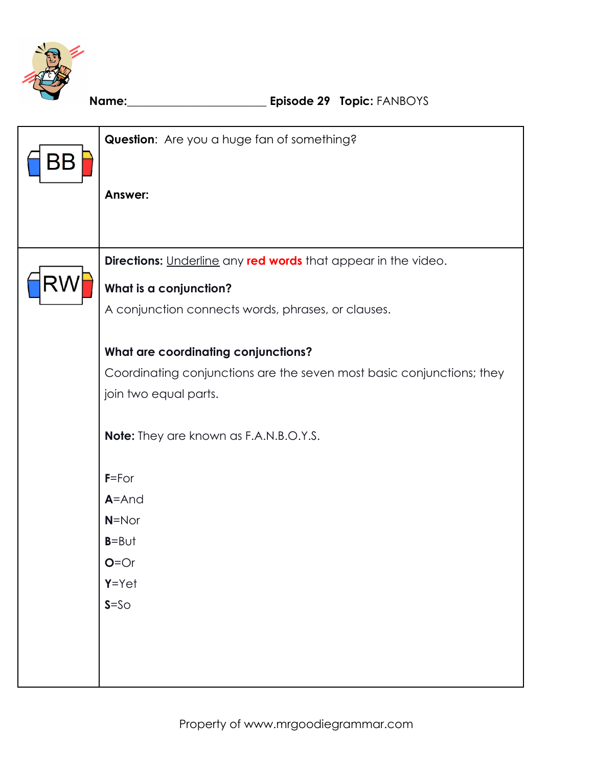Name:_______________________ **Episode 29** **Topic:** FANBOYS

| BB | **Question**: Are you a huge fan of something?<br><br>**Answer:** |
|---|---|
| RW | **Directions:** Underline any **red words** that appear in the video.<br><br>**What is a conjunction?**<br>A conjunction connects words, phrases, or clauses.<br><br>**What are coordinating conjunctions?**<br>Coordinating conjunctions are the seven most basic conjunctions; they join two equal parts.<br><br>**Note:** They are known as F.A.N.B.O.Y.S.<br><br>**F**=For<br>**A**=And<br>**N**=Nor<br>**B**=But<br>**O**=Or<br>**Y**=Yet<br>**S**=So |

Property of www.mrgoodiegrammar.com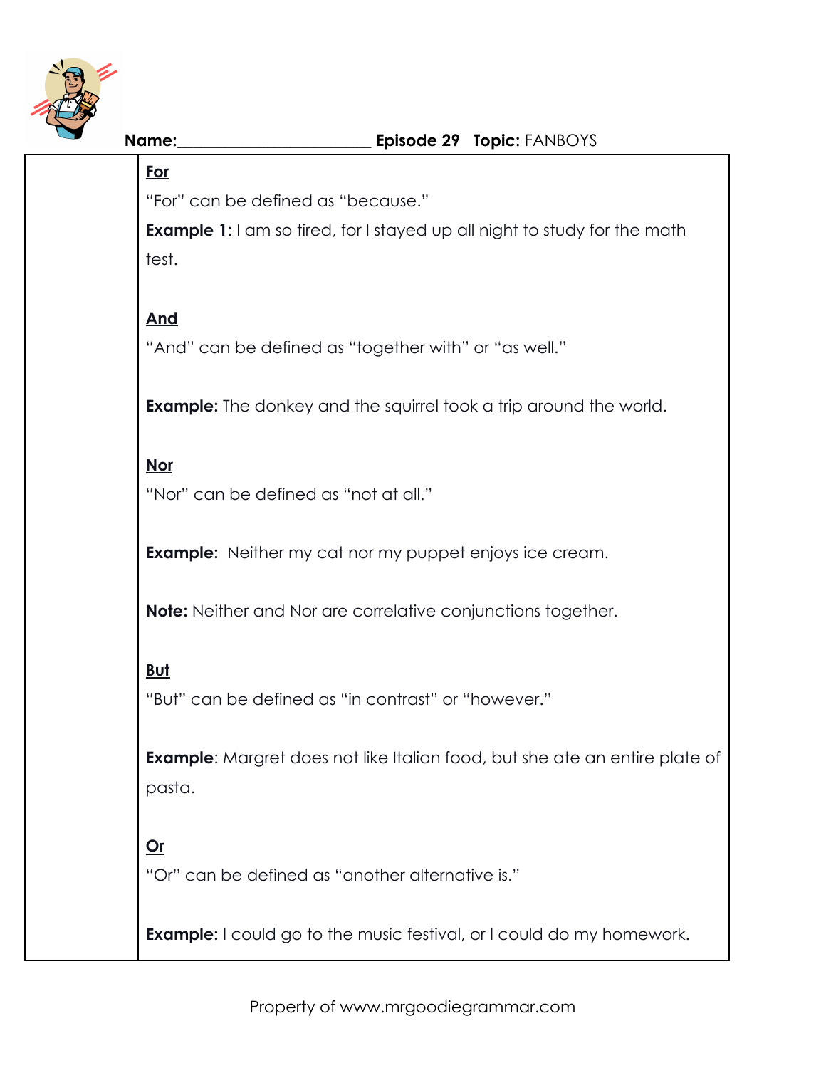**Name:**_______________________ **Episode 29** **Topic:** FANBOYS

**For**

"For" can be defined as "because."

**Example 1:** I am so tired, for I stayed up all night to study for the math test.

**And**

"And" can be defined as "together with" or "as well."

**Example:** The donkey and the squirrel took a trip around the world.

**Nor**

"Nor" can be defined as "not at all."

**Example:** Neither my cat nor my puppet enjoys ice cream.

**Note:** Neither and Nor are correlative conjunctions together.

**But**

"But" can be defined as "in contrast" or "however."

**Example**: Margret does not like Italian food, but she ate an entire plate of pasta.

**Or**

"Or" can be defined as "another alternative is."

**Example:** I could go to the music festival, or I could do my homework.

Property of www.mrgoodiegrammar.com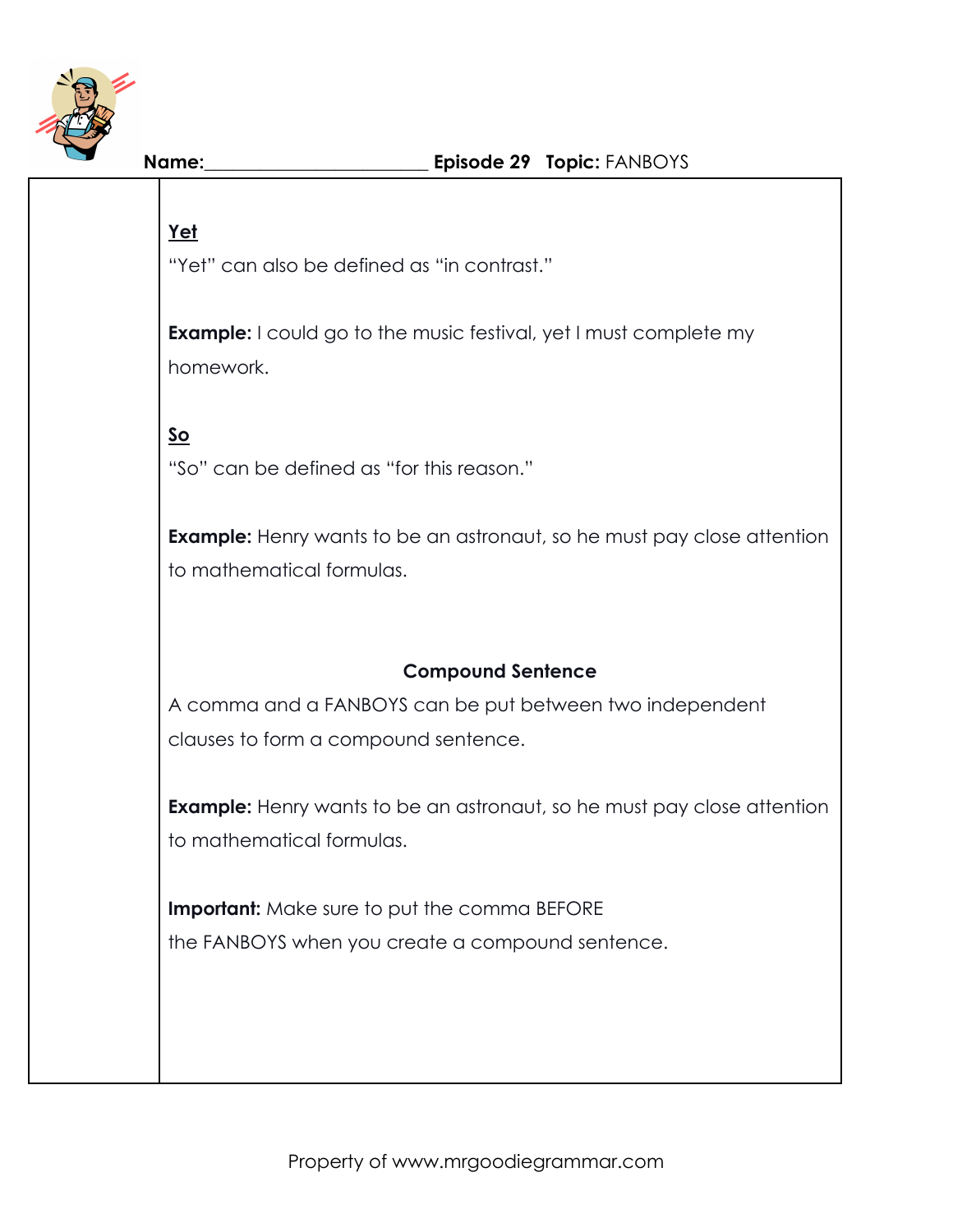Name:______________________ **Episode 29** **Topic:** FANBOYS

**Yet**

"Yet" can also be defined as "in contrast."

**Example:** I could go to the music festival, yet I must complete my homework.

**So**

"So" can be defined as "for this reason."

**Example:** Henry wants to be an astronaut, so he must pay close attention to mathematical formulas.

**Compound Sentence**

A comma and a FANBOYS can be put between two independent clauses to form a compound sentence.

**Example:** Henry wants to be an astronaut, so he must pay close attention to mathematical formulas.

**Important:** Make sure to put the comma BEFORE the FANBOYS when you create a compound sentence.

Property of www.mrgoodiegrammar.com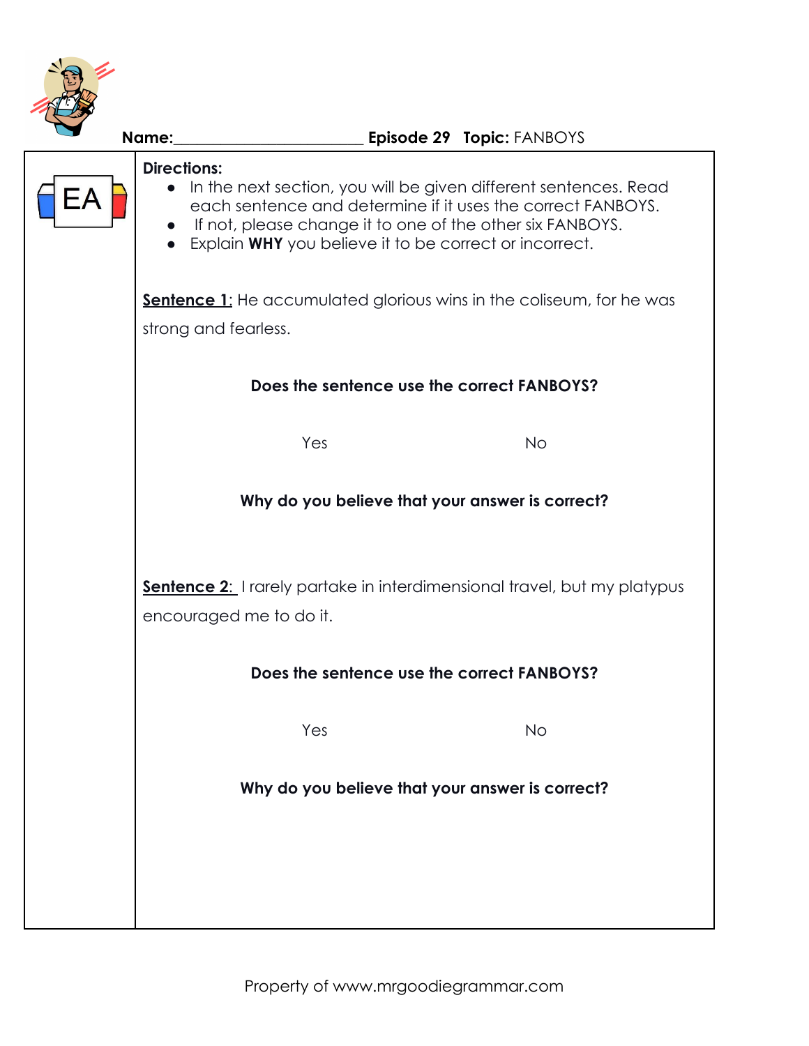**Name:**\_\_\_\_\_\_\_\_\_\_\_\_\_\_\_\_\_\_\_\_\_\_\_\_ **Episode 29** **Topic:** FANBOYS

EA

**Directions:**

- In the next section, you will be given different sentences. Read each sentence and determine if it uses the correct FANBOYS.
- If not, please change it to one of the other six FANBOYS.
- Explain **WHY** you believe it to be correct or incorrect.

**Sentence 1**: He accumulated glorious wins in the coliseum, for he was strong and fearless.

**Does the sentence use the correct FANBOYS?**

Yes No

**Why do you believe that your answer is correct?**

**Sentence 2**: I rarely partake in interdimensional travel, but my platypus encouraged me to do it.

**Does the sentence use the correct FANBOYS?**

Yes No

**Why do you believe that your answer is correct?**

Property of www.mrgoodiegrammar.com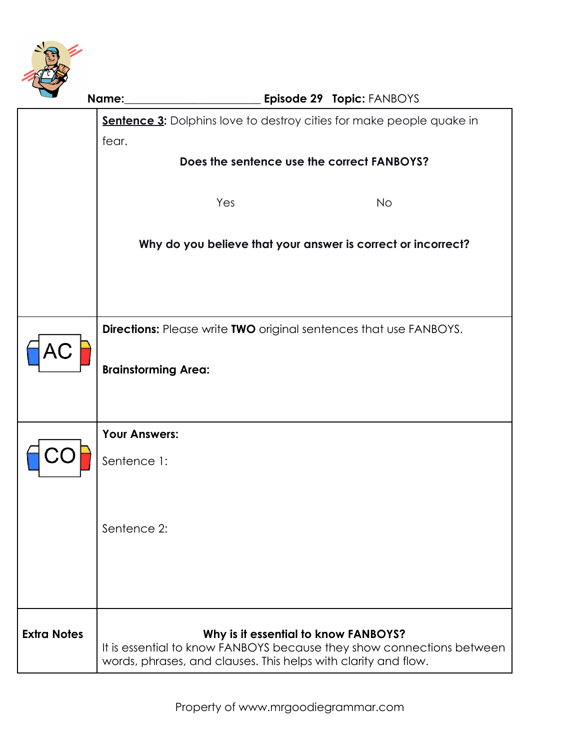**Name:**_______________________ **Episode 29** **Topic:** FANBOYS

| | |
|---|---|
| | **Sentence 3:** Dolphins love to destroy cities for make people quake in fear. <br><br> **Does the sentence use the correct FANBOYS?** <br><br> Yes &nbsp;&nbsp;&nbsp;&nbsp;&nbsp;&nbsp;&nbsp;&nbsp; No <br><br> **Why do you believe that your answer is correct or incorrect?** |
| AC | **Directions:** Please write **TWO** original sentences that use FANBOYS. <br><br> **Brainstorming Area:** |
| CO | **Your Answers:** <br><br> Sentence 1: <br><br> Sentence 2: |
| **Extra Notes** | **Why is it essential to know FANBOYS?** <br> It is essential to know FANBOYS because they show connections between words, phrases, and clauses. This helps with clarity and flow. |

Property of www.mrgoodiegrammar.com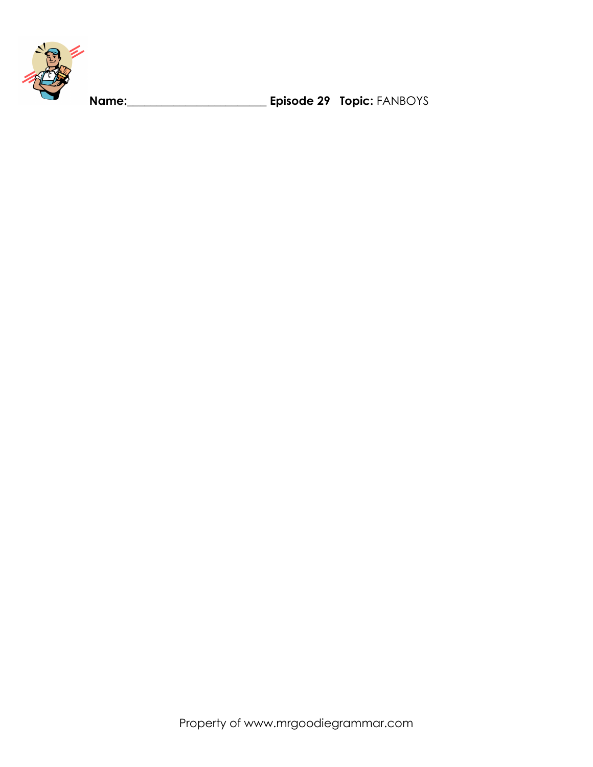**Name:**________________________ **Episode 29** **Topic:** FANBOYS